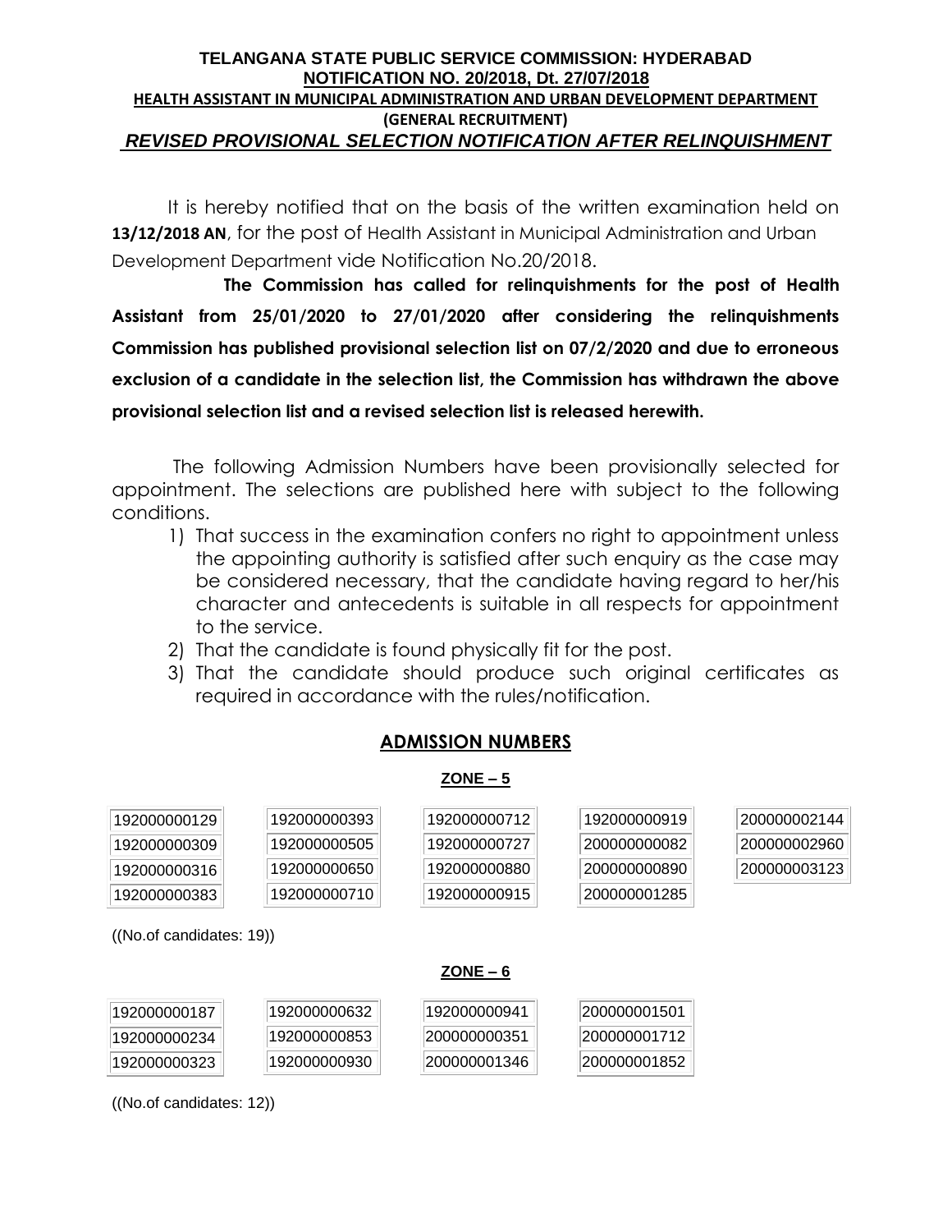# TELANGANA STATE PUBLIC SERVICE COMMISSION: HYDERABAD

## NOTIFICATION NO. 20/2018, Dt. 27/07/2018

### HEALTH ASSISTANT IN MUNICIPAL ADMINISTRATION AND URBAN DEVELOPMENT DEPARTMENT

**(GENERAL RECRUITMENT)**

***REVISED PROVISIONAL SELECTION NOTIFICATION AFTER RELINQUISHMENT***

It is hereby notified that on the basis of the written examination held on **13/12/2018 AN**, for the post of Health Assistant in Municipal Administration and Urban Development Department vide Notification No.20/2018.

**The Commission has called for relinquishments for the post of Health Assistant from 25/01/2020 to 27/01/2020 after considering the relinquishments Commission has published provisional selection list on 07/2/2020 and due to erroneous exclusion of a candidate in the selection list, the Commission has withdrawn the above provisional selection list and a revised selection list is released herewith.**

The following Admission Numbers have been provisionally selected for appointment. The selections are published here with subject to the following conditions.

1) That success in the examination confers no right to appointment unless the appointing authority is satisfied after such enquiry as the case may be considered necessary, that the candidate having regard to her/his character and antecedents is suitable in all respects for appointment to the service.
2) That the candidate is found physically fit for the post.
3) That the candidate should produce such original certificates as required in accordance with the rules/notification.

## ADMISSION NUMBERS

### ZONE – 5

| | | | | |
|---|---|---|---|---|
| 192000000129 | 192000000393 | 192000000712 | 192000000919 | 200000002144 |
| 192000000309 | 192000000505 | 192000000727 | 200000000082 | 200000002960 |
| 192000000316 | 192000000650 | 192000000880 | 200000000890 | 200000003123 |
| 192000000383 | 192000000710 | 192000000915 | 200000001285 | |

((No.of candidates: 19))

### ZONE – 6

| | | | |
|---|---|---|---|
| 192000000187 | 192000000632 | 192000000941 | 200000001501 |
| 192000000234 | 192000000853 | 200000000351 | 200000001712 |
| 192000000323 | 192000000930 | 200000001346 | 200000001852 |

((No.of candidates: 12))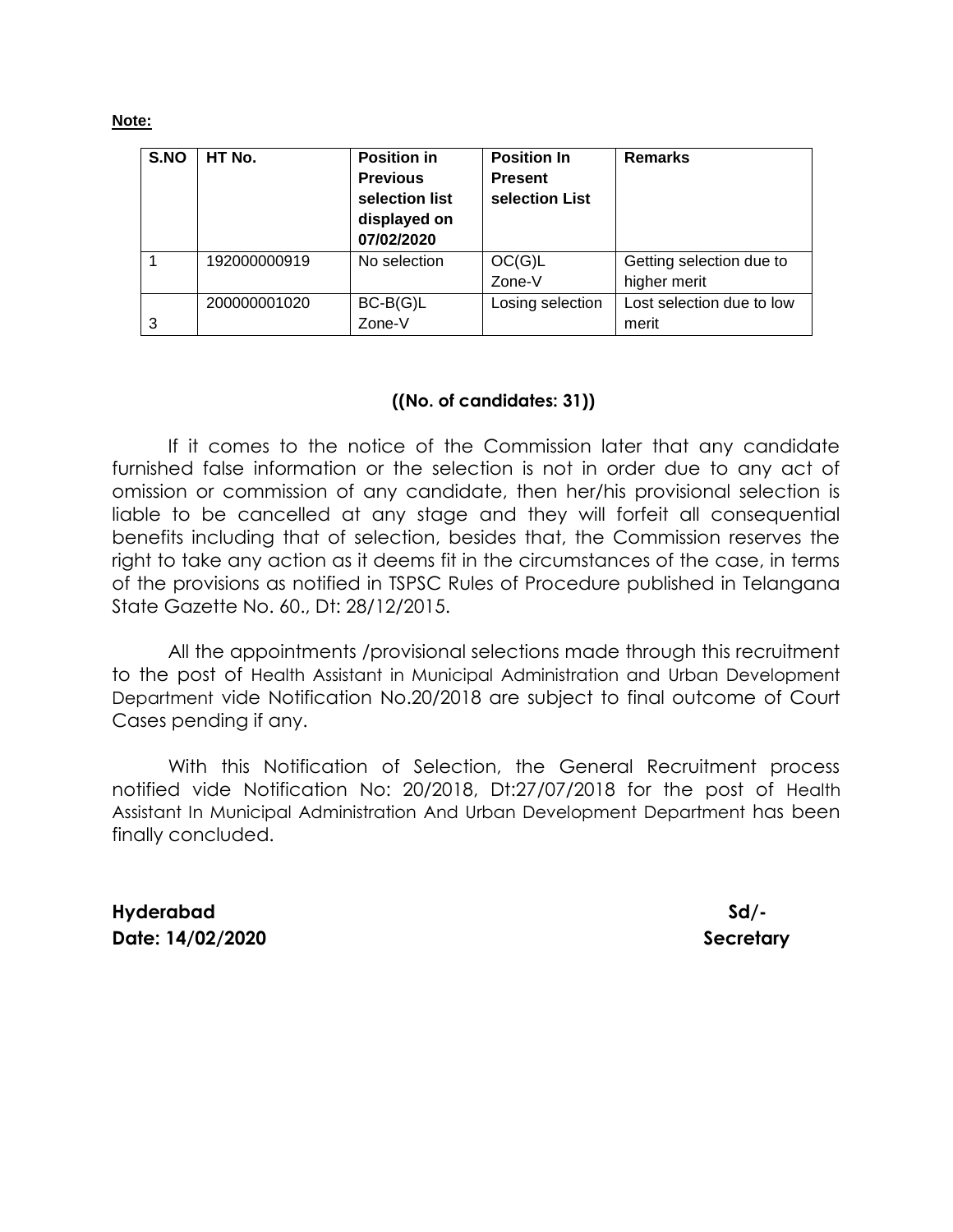**Note:**

| S.NO | HT No. | Position in Previous selection list displayed on 07/02/2020 | Position In Present selection List | Remarks |
|---|---|---|---|---|
| 1 | 192000000919 | No selection | OC(G)L Zone-V | Getting selection due to higher merit |
| 3 | 200000001020 | BC-B(G)L Zone-V | Losing selection | Lost selection due to low merit |

**((No. of candidates: 31))**

If it comes to the notice of the Commission later that any candidate furnished false information or the selection is not in order due to any act of omission or commission of any candidate, then her/his provisional selection is liable to be cancelled at any stage and they will forfeit all consequential benefits including that of selection, besides that, the Commission reserves the right to take any action as it deems fit in the circumstances of the case, in terms of the provisions as notified in TSPSC Rules of Procedure published in Telangana State Gazette No. 60., Dt: 28/12/2015.

All the appointments /provisional selections made through this recruitment to the post of Health Assistant in Municipal Administration and Urban Development Department vide Notification No.20/2018 are subject to final outcome of Court Cases pending if any.

With this Notification of Selection, the General Recruitment process notified vide Notification No: 20/2018, Dt:27/07/2018 for the post of Health Assistant In Municipal Administration And Urban Development Department has been finally concluded.

**Hyderabad** **Sd/-**

**Date: 14/02/2020** **Secretary**